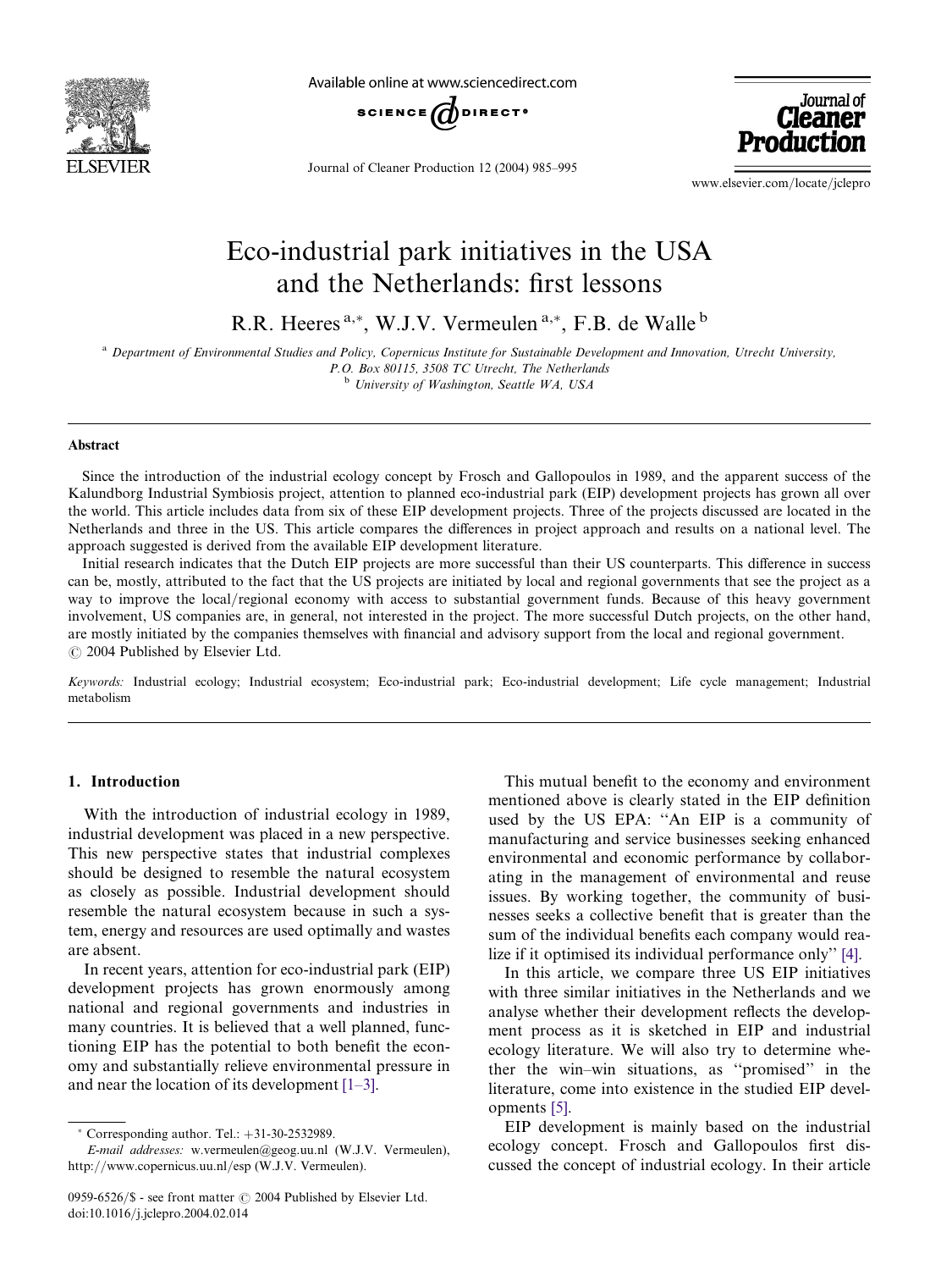# Eco-industrial park initiatives in the USA and the Netherlands: first lessons

R.R. Heeres [a,*], W.J.V. Vermeulen [a,*], F.B. de Walle [b]

[a] Department of Environmental Studies and Policy, Copernicus Institute for Sustainable Development and Innovation, Utrecht University, P.O. Box 80115, 3508 TC Utrecht, The Netherlands

[b] University of Washington, Seattle WA, USA

## Abstract

Since the introduction of the industrial ecology concept by Frosch and Gallopoulos in 1989, and the apparent success of the Kalundborg Industrial Symbiosis project, attention to planned eco-industrial park (EIP) development projects has grown all over the world. This article includes data from six of these EIP development projects. Three of the projects discussed are located in the Netherlands and three in the US. This article compares the differences in project approach and results on a national level. The approach suggested is derived from the available EIP development literature.

Initial research indicates that the Dutch EIP projects are more successful than their US counterparts. This difference in success can be, mostly, attributed to the fact that the US projects are initiated by local and regional governments that see the project as a way to improve the local/regional economy with access to substantial government funds. Because of this heavy government involvement, US companies are, in general, not interested in the project. The more successful Dutch projects, on the other hand, are mostly initiated by the companies themselves with financial and advisory support from the local and regional government.

© 2004 Published by Elsevier Ltd.

*Keywords:* Industrial ecology; Industrial ecosystem; Eco-industrial park; Eco-industrial development; Life cycle management; Industrial metabolism

## 1. Introduction

With the introduction of industrial ecology in 1989, industrial development was placed in a new perspective. This new perspective states that industrial complexes should be designed to resemble the natural ecosystem as closely as possible. Industrial development should resemble the natural ecosystem because in such a system, energy and resources are used optimally and wastes are absent.

In recent years, attention for eco-industrial park (EIP) development projects has grown enormously among national and regional governments and industries in many countries. It is believed that a well planned, functioning EIP has the potential to both benefit the economy and substantially relieve environmental pressure in and near the location of its development [1–3].

This mutual benefit to the economy and environment mentioned above is clearly stated in the EIP definition used by the US EPA: "An EIP is a community of manufacturing and service businesses seeking enhanced environmental and economic performance by collaborating in the management of environmental and reuse issues. By working together, the community of businesses seeks a collective benefit that is greater than the sum of the individual benefits each company would realize if it optimised its individual performance only" [4].

In this article, we compare three US EIP initiatives with three similar initiatives in the Netherlands and we analyse whether their development reflects the development process as it is sketched in EIP and industrial ecology literature. We will also try to determine whether the win–win situations, as "promised" in the literature, come into existence in the studied EIP developments [5].

EIP development is mainly based on the industrial ecology concept. Frosch and Gallopoulos first discussed the concept of industrial ecology. In their article

* Corresponding author. Tel.: +31-30-2532989.

*E-mail addresses:* w.vermeulen@geog.uu.nl (W.J.V. Vermeulen), http://www.copernicus.uu.nl/esp (W.J.V. Vermeulen).

0959-6526/$ - see front matter © 2004 Published by Elsevier Ltd.
doi:10.1016/j.jclepro.2004.02.014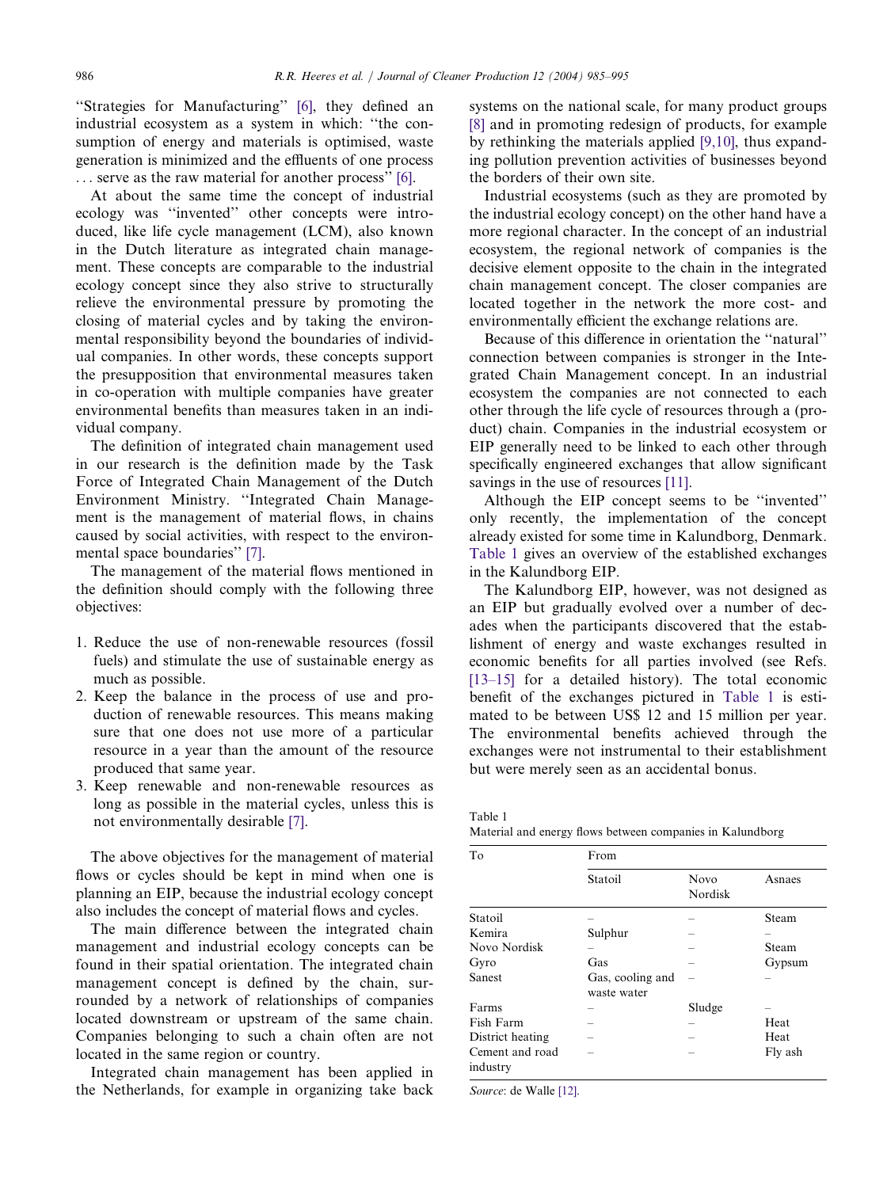"Strategies for Manufacturing" [6], they defined an industrial ecosystem as a system in which: "the consumption of energy and materials is optimised, waste generation is minimized and the effluents of one process ... serve as the raw material for another process" [6].

At about the same time the concept of industrial ecology was "invented" other concepts were introduced, like life cycle management (LCM), also known in the Dutch literature as integrated chain management. These concepts are comparable to the industrial ecology concept since they also strive to structurally relieve the environmental pressure by promoting the closing of material cycles and by taking the environmental responsibility beyond the boundaries of individual companies. In other words, these concepts support the presupposition that environmental measures taken in co-operation with multiple companies have greater environmental benefits than measures taken in an individual company.

The definition of integrated chain management used in our research is the definition made by the Task Force of Integrated Chain Management of the Dutch Environment Ministry. "Integrated Chain Management is the management of material flows, in chains caused by social activities, with respect to the environmental space boundaries" [7].

The management of the material flows mentioned in the definition should comply with the following three objectives:

1. Reduce the use of non-renewable resources (fossil fuels) and stimulate the use of sustainable energy as much as possible.
2. Keep the balance in the process of use and production of renewable resources. This means making sure that one does not use more of a particular resource in a year than the amount of the resource produced that same year.
3. Keep renewable and non-renewable resources as long as possible in the material cycles, unless this is not environmentally desirable [7].

The above objectives for the management of material flows or cycles should be kept in mind when one is planning an EIP, because the industrial ecology concept also includes the concept of material flows and cycles.

The main difference between the integrated chain management and industrial ecology concepts can be found in their spatial orientation. The integrated chain management concept is defined by the chain, surrounded by a network of relationships of companies located downstream or upstream of the same chain. Companies belonging to such a chain often are not located in the same region or country.

Integrated chain management has been applied in the Netherlands, for example in organizing take back systems on the national scale, for many product groups [8] and in promoting redesign of products, for example by rethinking the materials applied [9,10], thus expanding pollution prevention activities of businesses beyond the borders of their own site.

Industrial ecosystems (such as they are promoted by the industrial ecology concept) on the other hand have a more regional character. In the concept of an industrial ecosystem, the regional network of companies is the decisive element opposite to the chain in the integrated chain management concept. The closer companies are located together in the network the more cost- and environmentally efficient the exchange relations are.

Because of this difference in orientation the "natural" connection between companies is stronger in the Integrated Chain Management concept. In an industrial ecosystem the companies are not connected to each other through the life cycle of resources through a (product) chain. Companies in the industrial ecosystem or EIP generally need to be linked to each other through specifically engineered exchanges that allow significant savings in the use of resources [11].

Although the EIP concept seems to be "invented" only recently, the implementation of the concept already existed for some time in Kalundborg, Denmark. Table 1 gives an overview of the established exchanges in the Kalundborg EIP.

The Kalundborg EIP, however, was not designed as an EIP but gradually evolved over a number of decades when the participants discovered that the establishment of energy and waste exchanges resulted in economic benefits for all parties involved (see Refs. [13–15] for a detailed history). The total economic benefit of the exchanges pictured in Table 1 is estimated to be between US$ 12 and 15 million per year. The environmental benefits achieved through the exchanges were not instrumental to their establishment but were merely seen as an accidental bonus.

Table 1
Material and energy flows between companies in Kalundborg

| To | From | | |
|---|---|---|---|
| | Statoil | Novo Nordisk | Asnaes |
| Statoil | – | – | Steam |
| Kemira | Sulphur | – | – |
| Novo Nordisk | – | – | Steam |
| Gyro | Gas | – | Gypsum |
| Sanest | Gas, cooling and waste water | – | – |
| Farms | – | Sludge | – |
| Fish Farm | – | – | Heat |
| District heating | – | – | Heat |
| Cement and road industry | – | – | Fly ash |

*Source*: de Walle [12].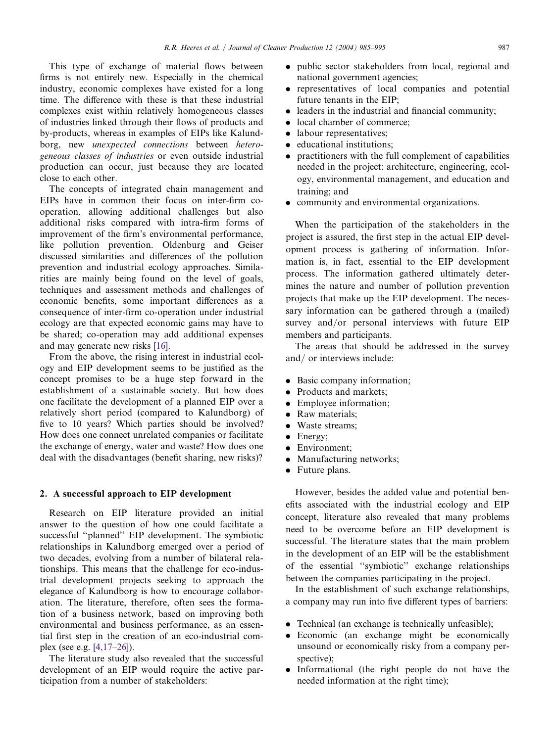This type of exchange of material flows between firms is not entirely new. Especially in the chemical industry, economic complexes have existed for a long time. The difference with these is that these industrial complexes exist within relatively homogeneous classes of industries linked through their flows of products and by-products, whereas in examples of EIPs like Kalundborg, new *unexpected connections* between *heterogeneous classes of industries* or even outside industrial production can occur, just because they are located close to each other.

The concepts of integrated chain management and EIPs have in common their focus on inter-firm co-operation, allowing additional challenges but also additional risks compared with intra-firm forms of improvement of the firm's environmental performance, like pollution prevention. Oldenburg and Geiser discussed similarities and differences of the pollution prevention and industrial ecology approaches. Similarities are mainly being found on the level of goals, techniques and assessment methods and challenges of economic benefits, some important differences as a consequence of inter-firm co-operation under industrial ecology are that expected economic gains may have to be shared; co-operation may add additional expenses and may generate new risks [16].

From the above, the rising interest in industrial ecology and EIP development seems to be justified as the concept promises to be a huge step forward in the establishment of a sustainable society. But how does one facilitate the development of a planned EIP over a relatively short period (compared to Kalundborg) of five to 10 years? Which parties should be involved? How does one connect unrelated companies or facilitate the exchange of energy, water and waste? How does one deal with the disadvantages (benefit sharing, new risks)?

## 2. A successful approach to EIP development

Research on EIP literature provided an initial answer to the question of how one could facilitate a successful "planned" EIP development. The symbiotic relationships in Kalundborg emerged over a period of two decades, evolving from a number of bilateral relationships. This means that the challenge for eco-industrial development projects seeking to approach the elegance of Kalundborg is how to encourage collaboration. The literature, therefore, often sees the formation of a business network, based on improving both environmental and business performance, as an essential first step in the creation of an eco-industrial complex (see e.g. [4,17–26]).

The literature study also revealed that the successful development of an EIP would require the active participation from a number of stakeholders:

- public sector stakeholders from local, regional and national government agencies;
- representatives of local companies and potential future tenants in the EIP;
- leaders in the industrial and financial community;
- local chamber of commerce;
- labour representatives;
- educational institutions;
- practitioners with the full complement of capabilities needed in the project: architecture, engineering, ecology, environmental management, and education and training; and
- community and environmental organizations.

When the participation of the stakeholders in the project is assured, the first step in the actual EIP development process is gathering of information. Information is, in fact, essential to the EIP development process. The information gathered ultimately determines the nature and number of pollution prevention projects that make up the EIP development. The necessary information can be gathered through a (mailed) survey and/or personal interviews with future EIP members and participants.

The areas that should be addressed in the survey and/ or interviews include:

- Basic company information;
- Products and markets;
- Employee information;
- Raw materials;
- Waste streams;
- Energy;
- Environment;
- Manufacturing networks;
- Future plans.

However, besides the added value and potential benefits associated with the industrial ecology and EIP concept, literature also revealed that many problems need to be overcome before an EIP development is successful. The literature states that the main problem in the development of an EIP will be the establishment of the essential "symbiotic" exchange relationships between the companies participating in the project.

In the establishment of such exchange relationships, a company may run into five different types of barriers:

- Technical (an exchange is technically unfeasible);
- Economic (an exchange might be economically unsound or economically risky from a company perspective);
- Informational (the right people do not have the needed information at the right time);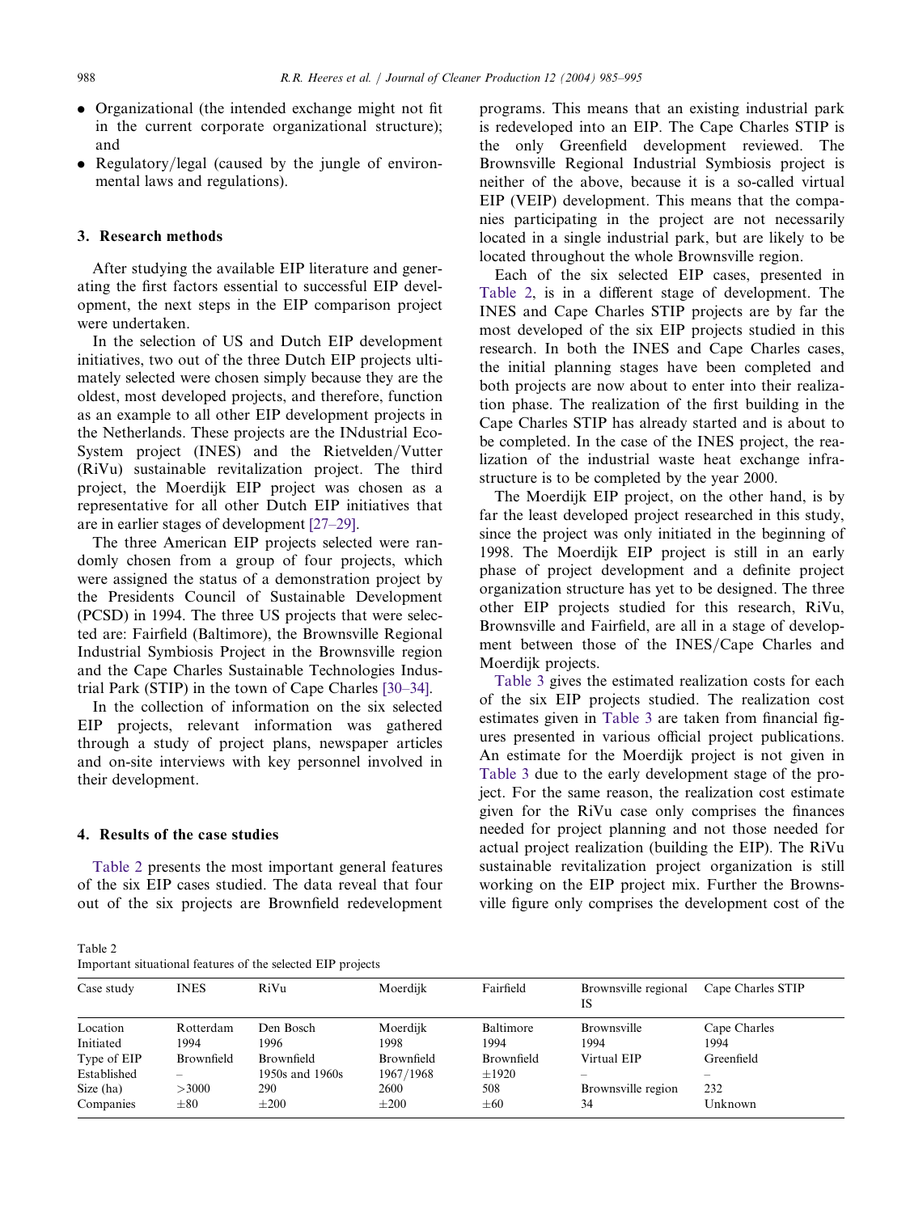- Organizational (the intended exchange might not fit in the current corporate organizational structure); and
- Regulatory/legal (caused by the jungle of environmental laws and regulations).

## 3. Research methods

After studying the available EIP literature and generating the first factors essential to successful EIP development, the next steps in the EIP comparison project were undertaken.

In the selection of US and Dutch EIP development initiatives, two out of the three Dutch EIP projects ultimately selected were chosen simply because they are the oldest, most developed projects, and therefore, function as an example to all other EIP development projects in the Netherlands. These projects are the INdustrial Eco-System project (INES) and the Rietvelden/Vutter (RiVu) sustainable revitalization project. The third project, the Moerdijk EIP project was chosen as a representative for all other Dutch EIP initiatives that are in earlier stages of development [27–29].

The three American EIP projects selected were randomly chosen from a group of four projects, which were assigned the status of a demonstration project by the Presidents Council of Sustainable Development (PCSD) in 1994. The three US projects that were selected are: Fairfield (Baltimore), the Brownsville Regional Industrial Symbiosis Project in the Brownsville region and the Cape Charles Sustainable Technologies Industrial Park (STIP) in the town of Cape Charles [30–34].

In the collection of information on the six selected EIP projects, relevant information was gathered through a study of project plans, newspaper articles and on-site interviews with key personnel involved in their development.

## 4. Results of the case studies

Table 2 presents the most important general features of the six EIP cases studied. The data reveal that four out of the six projects are Brownfield redevelopment programs. This means that an existing industrial park is redeveloped into an EIP. The Cape Charles STIP is the only Greenfield development reviewed. The Brownsville Regional Industrial Symbiosis project is neither of the above, because it is a so-called virtual EIP (VEIP) development. This means that the companies participating in the project are not necessarily located in a single industrial park, but are likely to be located throughout the whole Brownsville region.

Each of the six selected EIP cases, presented in Table 2, is in a different stage of development. The INES and Cape Charles STIP projects are by far the most developed of the six EIP projects studied in this research. In both the INES and Cape Charles cases, the initial planning stages have been completed and both projects are now about to enter into their realization phase. The realization of the first building in the Cape Charles STIP has already started and is about to be completed. In the case of the INES project, the realization of the industrial waste heat exchange infrastructure is to be completed by the year 2000.

The Moerdijk EIP project, on the other hand, is by far the least developed project researched in this study, since the project was only initiated in the beginning of 1998. The Moerdijk EIP project is still in an early phase of project development and a definite project organization structure has yet to be designed. The three other EIP projects studied for this research, RiVu, Brownsville and Fairfield, are all in a stage of development between those of the INES/Cape Charles and Moerdijk projects.

Table 3 gives the estimated realization costs for each of the six EIP projects studied. The realization cost estimates given in Table 3 are taken from financial figures presented in various official project publications. An estimate for the Moerdijk project is not given in Table 3 due to the early development stage of the project. For the same reason, the realization cost estimate given for the RiVu case only comprises the finances needed for project planning and not those needed for actual project realization (building the EIP). The RiVu sustainable revitalization project organization is still working on the EIP project mix. Further the Brownsville figure only comprises the development cost of the

Table 2
Important situational features of the selected EIP projects

| Case study | INES | RiVu | Moerdijk | Fairfield | Brownsville regional IS | Cape Charles STIP |
|---|---|---|---|---|---|---|
| Location | Rotterdam | Den Bosch | Moerdijk | Baltimore | Brownsville | Cape Charles |
| Initiated | 1994 | 1996 | 1998 | 1994 | 1994 | 1994 |
| Type of EIP | Brownfield | Brownfield | Brownfield | Brownfield | Virtual EIP | Greenfield |
| Established | – | 1950s and 1960s | 1967/1968 | ±1920 | – | – |
| Size (ha) | >3000 | 290 | 2600 | 508 | Brownsville region | 232 |
| Companies | ±80 | ±200 | ±200 | ±60 | 34 | Unknown |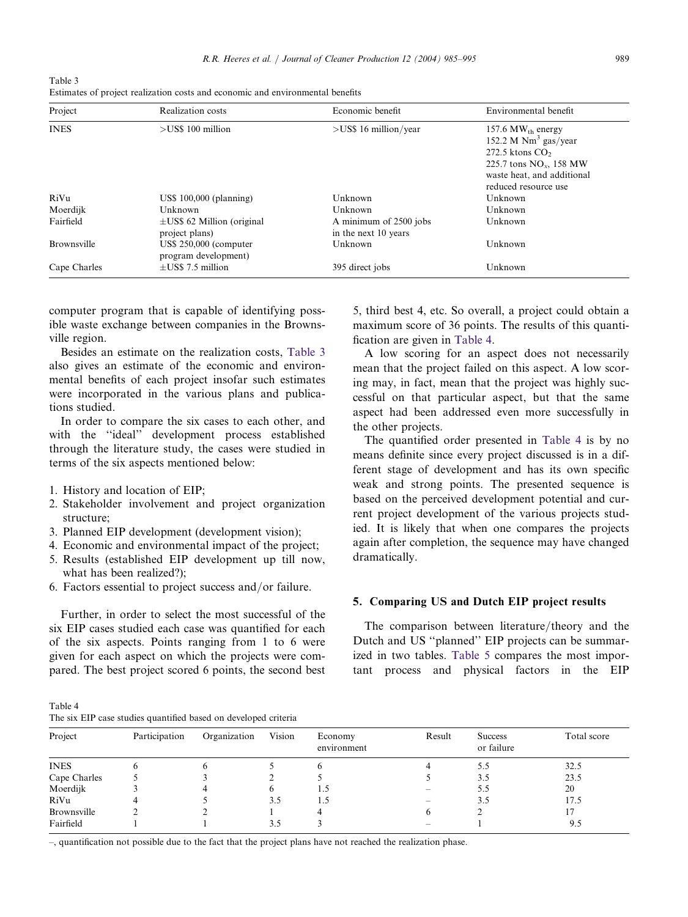Table 3
Estimates of project realization costs and economic and environmental benefits

| Project | Realization costs | Economic benefit | Environmental benefit |
|---|---|---|---|
| INES | >US$ 100 million | >US$ 16 million/year | 157.6 $MW_{th}$ energy 152.2 M $Nm^3$ gas/year 272.5 ktons $CO_2$ 225.7 tons $NO_x$, 158 MW waste heat, and additional reduced resource use |
| RiVu | US$ 100,000 (planning) | Unknown | Unknown |
| Moerdijk | Unknown | Unknown | Unknown |
| Fairfield | ±US$ 62 Million (original project plans) | A minimum of 2500 jobs in the next 10 years | Unknown |
| Brownsville | US$ 250,000 (computer program development) | Unknown | Unknown |
| Cape Charles | ±US$ 7.5 million | 395 direct jobs | Unknown |

computer program that is capable of identifying possible waste exchange between companies in the Brownsville region.

Besides an estimate on the realization costs, Table 3 also gives an estimate of the economic and environmental benefits of each project insofar such estimates were incorporated in the various plans and publications studied.

In order to compare the six cases to each other, and with the "ideal" development process established through the literature study, the cases were studied in terms of the six aspects mentioned below:

1. History and location of EIP;
2. Stakeholder involvement and project organization structure;
3. Planned EIP development (development vision);
4. Economic and environmental impact of the project;
5. Results (established EIP development up till now, what has been realized?);
6. Factors essential to project success and/or failure.

Further, in order to select the most successful of the six EIP cases studied each case was quantified for each of the six aspects. Points ranging from 1 to 6 were given for each aspect on which the projects were compared. The best project scored 6 points, the second best 5, third best 4, etc. So overall, a project could obtain a maximum score of 36 points. The results of this quantification are given in Table 4.

A low scoring for an aspect does not necessarily mean that the project failed on this aspect. A low scoring may, in fact, mean that the project was highly successful on that particular aspect, but that the same aspect had been addressed even more successfully in the other projects.

The quantified order presented in Table 4 is by no means definite since every project discussed is in a different stage of development and has its own specific weak and strong points. The presented sequence is based on the perceived development potential and current project development of the various projects studied. It is likely that when one compares the projects again after completion, the sequence may have changed dramatically.

## 5. Comparing US and Dutch EIP project results

The comparison between literature/theory and the Dutch and US "planned" EIP projects can be summarized in two tables. Table 5 compares the most important process and physical factors in the EIP

Table 4
The six EIP case studies quantified based on developed criteria

| Project | Participation | Organization | Vision | Economy environment | Result | Success or failure | Total score |
|---|---|---|---|---|---|---|---|
| INES | 6 | 6 | 5 | 6 | 4 | 5.5 | 32.5 |
| Cape Charles | 5 | 3 | 2 | 5 | 5 | 3.5 | 23.5 |
| Moerdijk | 3 | 4 | 6 | 1.5 | – | 5.5 | 20 |
| RiVu | 4 | 5 | 3.5 | 1.5 | – | 3.5 | 17.5 |
| Brownsville | 2 | 2 | 1 | 4 | 6 | 2 | 17 |
| Fairfield | 1 | 1 | 3.5 | 3 | – | 1 | 9.5 |

–, quantification not possible due to the fact that the project plans have not reached the realization phase.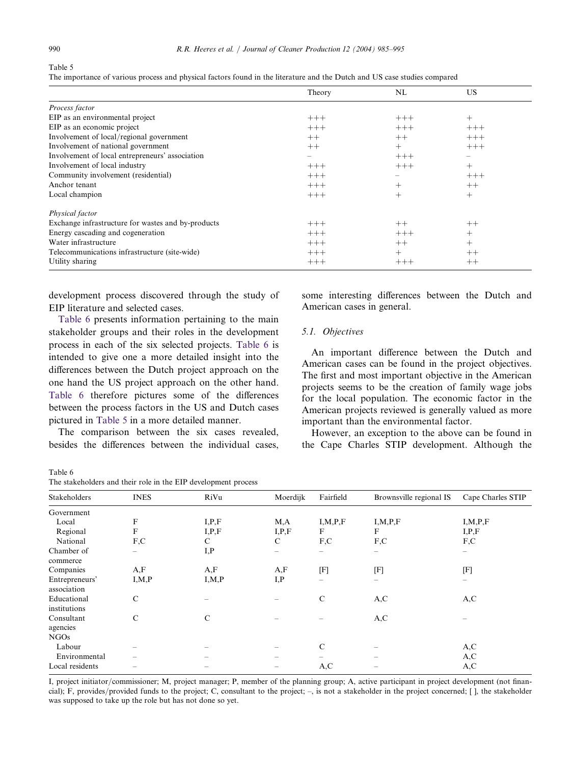Table 5
The importance of various process and physical factors found in the literature and the Dutch and US case studies compared

| | Theory | NL | US |
|---|---|---|---|
| *Process factor* | | | |
| EIP as an environmental project | +++ | +++ | + |
| EIP as an economic project | +++ | +++ | +++ |
| Involvement of local/regional government | ++ | ++ | +++ |
| Involvement of national government | ++ | + | +++ |
| Involvement of local entrepreneurs' association | – | +++ | – |
| Involvement of local industry | +++ | +++ | + |
| Community involvement (residential) | +++ | – | +++ |
| Anchor tenant | +++ | + | ++ |
| Local champion | +++ | + | + |
| *Physical factor* | | | |
| Exchange infrastructure for wastes and by-products | +++ | ++ | ++ |
| Energy cascading and cogeneration | +++ | +++ | + |
| Water infrastructure | +++ | ++ | + |
| Telecommunications infrastructure (site-wide) | +++ | + | ++ |
| Utility sharing | +++ | +++ | ++ |

development process discovered through the study of EIP literature and selected cases.

Table 6 presents information pertaining to the main stakeholder groups and their roles in the development process in each of the six selected projects. Table 6 is intended to give one a more detailed insight into the differences between the Dutch project approach on the one hand the US project approach on the other hand. Table 6 therefore pictures some of the differences between the process factors in the US and Dutch cases pictured in Table 5 in a more detailed manner.

The comparison between the six cases revealed, besides the differences between the individual cases, some interesting differences between the Dutch and American cases in general.

### 5.1. Objectives

An important difference between the Dutch and American cases can be found in the project objectives. The first and most important objective in the American projects seems to be the creation of family wage jobs for the local population. The economic factor in the American projects reviewed is generally valued as more important than the environmental factor.

However, an exception to the above can be found in the Cape Charles STIP development. Although the

Table 6
The stakeholders and their role in the EIP development process

| Stakeholders | INES | RiVu | Moerdijk | Fairfield | Brownsville regional IS | Cape Charles STIP |
|---|---|---|---|---|---|---|
| Government | | | | | | |
| Local | F | I,P,F | M,A | I,M,P,F | I,M,P,F | I,M,P,F |
| Regional | F | I,P,F | I,P,F | F | F | I,P,F |
| National | F,C | C | C | F,C | F,C | F,C |
| Chamber of commerce | – | I,P | – | – | – | – |
| Companies | A,F | A,F | A,F | [F] | [F] | [F] |
| Entrepreneurs' association | I,M,P | I,M,P | I,P | – | – | – |
| Educational institutions | C | – | – | C | A,C | A,C |
| Consultant agencies | C | C | – | – | A,C | – |
| NGOs | | | | | | |
| Labour | – | – | – | C | – | A,C |
| Environmental | – | – | – | – | – | A,C |
| Local residents | – | – | – | A,C | – | A,C |

I, project initiator/commissioner; M, project manager; P, member of the planning group; A, active participant in project development (not financial); F, provides/provided funds to the project; C, consultant to the project; –, is not a stakeholder in the project concerned; [ ], the stakeholder was supposed to take up the role but has not done so yet.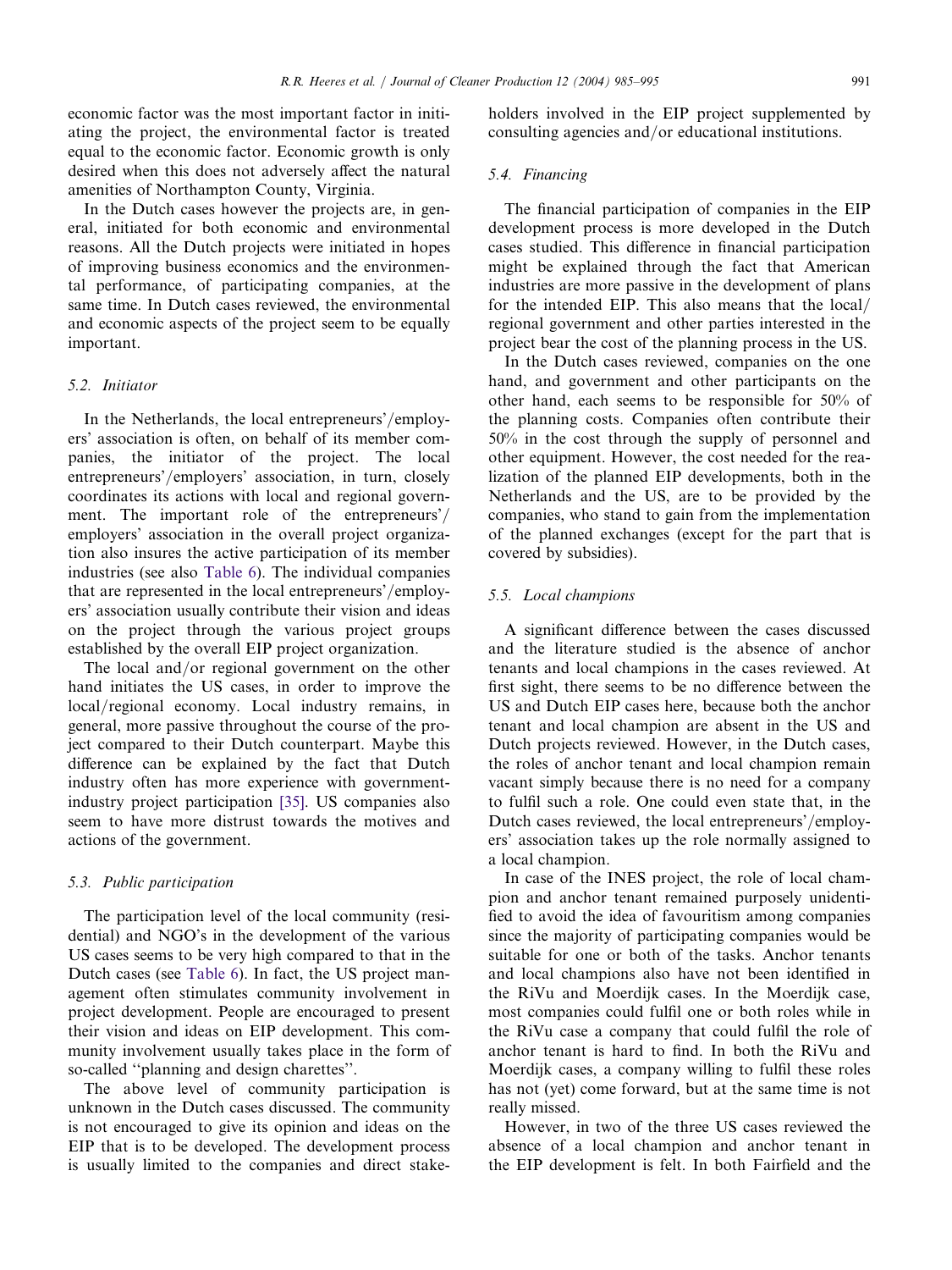economic factor was the most important factor in initiating the project, the environmental factor is treated equal to the economic factor. Economic growth is only desired when this does not adversely affect the natural amenities of Northampton County, Virginia.

In the Dutch cases however the projects are, in general, initiated for both economic and environmental reasons. All the Dutch projects were initiated in hopes of improving business economics and the environmental performance, of participating companies, at the same time. In Dutch cases reviewed, the environmental and economic aspects of the project seem to be equally important.

### 5.2. Initiator

In the Netherlands, the local entrepreneurs'/employers' association is often, on behalf of its member companies, the initiator of the project. The local entrepreneurs'/employers' association, in turn, closely coordinates its actions with local and regional government. The important role of the entrepreneurs'/employers' association in the overall project organization also insures the active participation of its member industries (see also Table 6). The individual companies that are represented in the local entrepreneurs'/employers' association usually contribute their vision and ideas on the project through the various project groups established by the overall EIP project organization.

The local and/or regional government on the other hand initiates the US cases, in order to improve the local/regional economy. Local industry remains, in general, more passive throughout the course of the project compared to their Dutch counterpart. Maybe this difference can be explained by the fact that Dutch industry often has more experience with government-industry project participation [35]. US companies also seem to have more distrust towards the motives and actions of the government.

### 5.3. Public participation

The participation level of the local community (residential) and NGO's in the development of the various US cases seems to be very high compared to that in the Dutch cases (see Table 6). In fact, the US project management often stimulates community involvement in project development. People are encouraged to present their vision and ideas on EIP development. This community involvement usually takes place in the form of so-called ''planning and design charettes''.

The above level of community participation is unknown in the Dutch cases discussed. The community is not encouraged to give its opinion and ideas on the EIP that is to be developed. The development process is usually limited to the companies and direct stakeholders involved in the EIP project supplemented by consulting agencies and/or educational institutions.

### 5.4. Financing

The financial participation of companies in the EIP development process is more developed in the Dutch cases studied. This difference in financial participation might be explained through the fact that American industries are more passive in the development of plans for the intended EIP. This also means that the local/regional government and other parties interested in the project bear the cost of the planning process in the US.

In the Dutch cases reviewed, companies on the one hand, and government and other participants on the other hand, each seems to be responsible for 50% of the planning costs. Companies often contribute their 50% in the cost through the supply of personnel and other equipment. However, the cost needed for the realization of the planned EIP developments, both in the Netherlands and the US, are to be provided by the companies, who stand to gain from the implementation of the planned exchanges (except for the part that is covered by subsidies).

### 5.5. Local champions

A significant difference between the cases discussed and the literature studied is the absence of anchor tenants and local champions in the cases reviewed. At first sight, there seems to be no difference between the US and Dutch EIP cases here, because both the anchor tenant and local champion are absent in the US and Dutch projects reviewed. However, in the Dutch cases, the roles of anchor tenant and local champion remain vacant simply because there is no need for a company to fulfil such a role. One could even state that, in the Dutch cases reviewed, the local entrepreneurs'/employers' association takes up the role normally assigned to a local champion.

In case of the INES project, the role of local champion and anchor tenant remained purposely unidentified to avoid the idea of favouritism among companies since the majority of participating companies would be suitable for one or both of the tasks. Anchor tenants and local champions also have not been identified in the RiVu and Moerdijk cases. In the Moerdijk case, most companies could fulfil one or both roles while in the RiVu case a company that could fulfil the role of anchor tenant is hard to find. In both the RiVu and Moerdijk cases, a company willing to fulfil these roles has not (yet) come forward, but at the same time is not really missed.

However, in two of the three US cases reviewed the absence of a local champion and anchor tenant in the EIP development is felt. In both Fairfield and the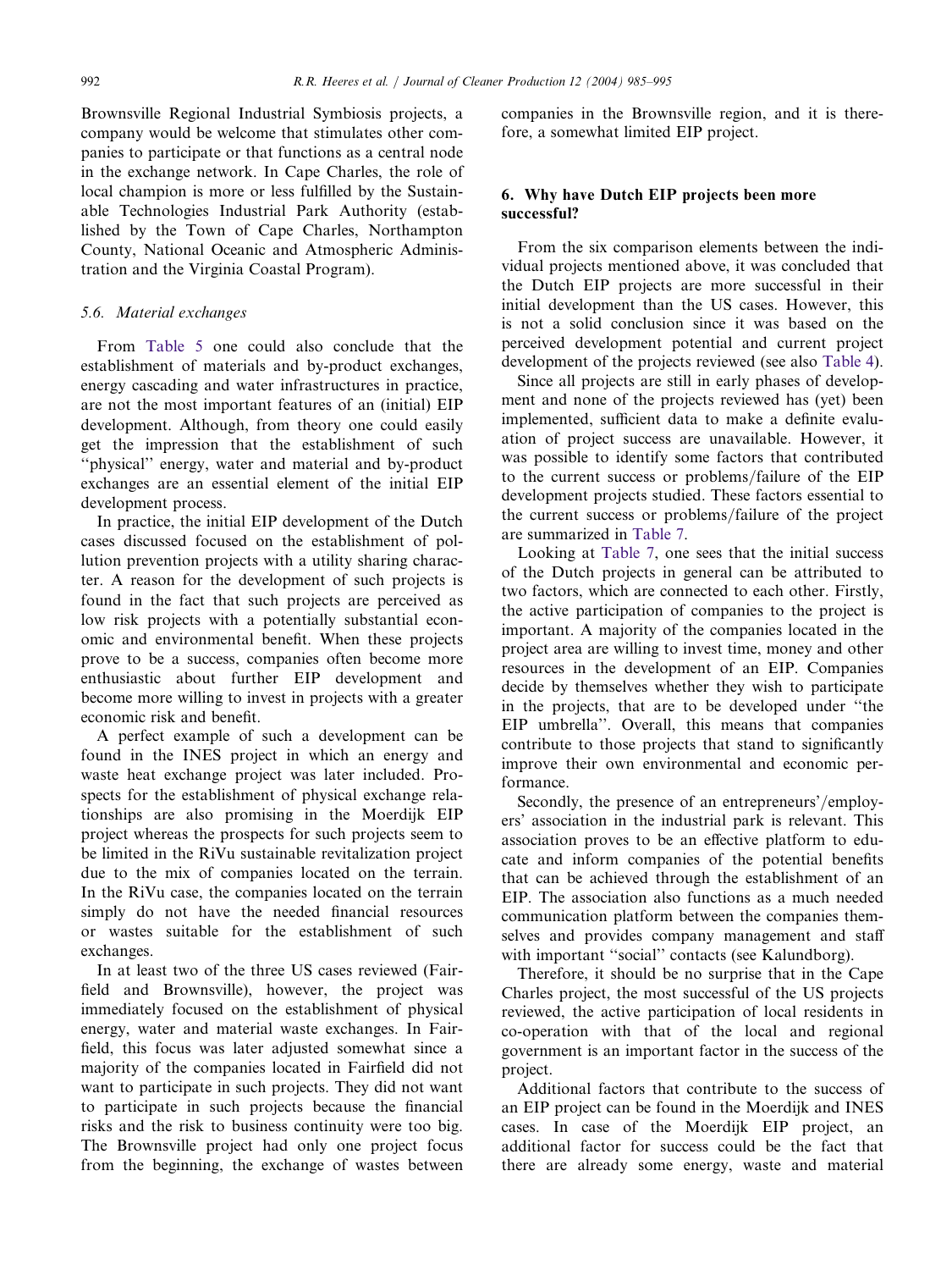Brownsville Regional Industrial Symbiosis projects, a company would be welcome that stimulates other companies to participate or that functions as a central node in the exchange network. In Cape Charles, the role of local champion is more or less fulfilled by the Sustainable Technologies Industrial Park Authority (established by the Town of Cape Charles, Northampton County, National Oceanic and Atmospheric Administration and the Virginia Coastal Program).

### 5.6. Material exchanges

From Table 5 one could also conclude that the establishment of materials and by-product exchanges, energy cascading and water infrastructures in practice, are not the most important features of an (initial) EIP development. Although, from theory one could easily get the impression that the establishment of such "physical" energy, water and material and by-product exchanges are an essential element of the initial EIP development process.

In practice, the initial EIP development of the Dutch cases discussed focused on the establishment of pollution prevention projects with a utility sharing character. A reason for the development of such projects is found in the fact that such projects are perceived as low risk projects with a potentially substantial economic and environmental benefit. When these projects prove to be a success, companies often become more enthusiastic about further EIP development and become more willing to invest in projects with a greater economic risk and benefit.

A perfect example of such a development can be found in the INES project in which an energy and waste heat exchange project was later included. Prospects for the establishment of physical exchange relationships are also promising in the Moerdijk EIP project whereas the prospects for such projects seem to be limited in the RiVu sustainable revitalization project due to the mix of companies located on the terrain. In the RiVu case, the companies located on the terrain simply do not have the needed financial resources or wastes suitable for the establishment of such exchanges.

In at least two of the three US cases reviewed (Fairfield and Brownsville), however, the project was immediately focused on the establishment of physical energy, water and material waste exchanges. In Fairfield, this focus was later adjusted somewhat since a majority of the companies located in Fairfield did not want to participate in such projects. They did not want to participate in such projects because the financial risks and the risk to business continuity were too big. The Brownsville project had only one project focus from the beginning, the exchange of wastes between companies in the Brownsville region, and it is therefore, a somewhat limited EIP project.

## 6. Why have Dutch EIP projects been more successful?

From the six comparison elements between the individual projects mentioned above, it was concluded that the Dutch EIP projects are more successful in their initial development than the US cases. However, this is not a solid conclusion since it was based on the perceived development potential and current project development of the projects reviewed (see also Table 4).

Since all projects are still in early phases of development and none of the projects reviewed has (yet) been implemented, sufficient data to make a definite evaluation of project success are unavailable. However, it was possible to identify some factors that contributed to the current success or problems/failure of the EIP development projects studied. These factors essential to the current success or problems/failure of the project are summarized in Table 7.

Looking at Table 7, one sees that the initial success of the Dutch projects in general can be attributed to two factors, which are connected to each other. Firstly, the active participation of companies to the project is important. A majority of the companies located in the project area are willing to invest time, money and other resources in the development of an EIP. Companies decide by themselves whether they wish to participate in the projects, that are to be developed under "the EIP umbrella". Overall, this means that companies contribute to those projects that stand to significantly improve their own environmental and economic performance.

Secondly, the presence of an entrepreneurs'/employers' association in the industrial park is relevant. This association proves to be an effective platform to educate and inform companies of the potential benefits that can be achieved through the establishment of an EIP. The association also functions as a much needed communication platform between the companies themselves and provides company management and staff with important "social" contacts (see Kalundborg).

Therefore, it should be no surprise that in the Cape Charles project, the most successful of the US projects reviewed, the active participation of local residents in co-operation with that of the local and regional government is an important factor in the success of the project.

Additional factors that contribute to the success of an EIP project can be found in the Moerdijk and INES cases. In case of the Moerdijk EIP project, an additional factor for success could be the fact that there are already some energy, waste and material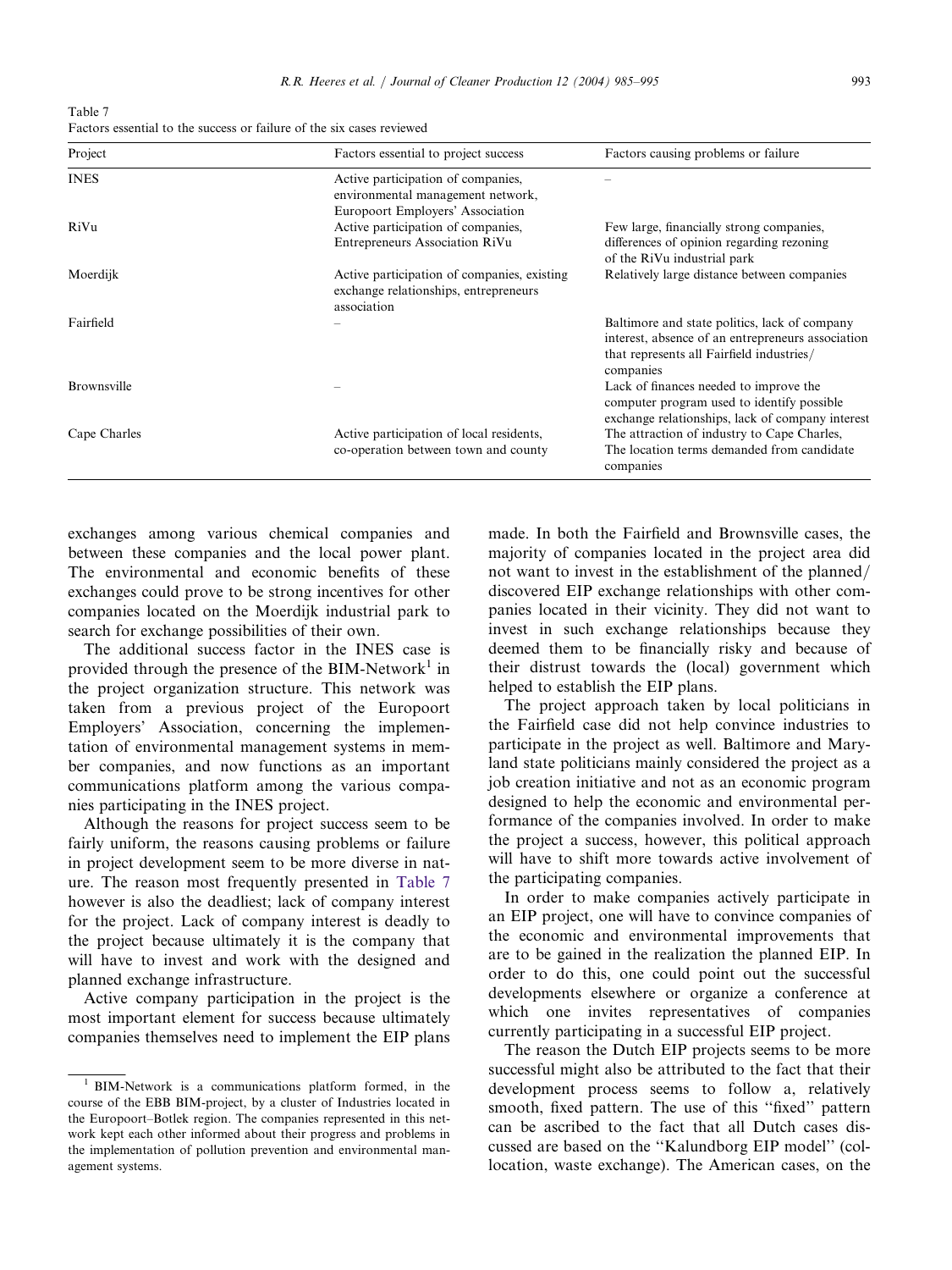Table 7
Factors essential to the success or failure of the six cases reviewed

| Project | Factors essential to project success | Factors causing problems or failure |
|---|---|---|
| INES | Active participation of companies, environmental management network, Europoort Employers' Association | – |
| RiVu | Active participation of companies, Entrepreneurs Association RiVu | Few large, financially strong companies, differences of opinion regarding rezoning of the RiVu industrial park |
| Moerdijk | Active participation of companies, existing exchange relationships, entrepreneurs association | Relatively large distance between companies |
| Fairfield | – | Baltimore and state politics, lack of company interest, absence of an entrepreneurs association that represents all Fairfield industries/ companies |
| Brownsville | – | Lack of finances needed to improve the computer program used to identify possible exchange relationships, lack of company interest |
| Cape Charles | Active participation of local residents, co-operation between town and county | The attraction of industry to Cape Charles, The location terms demanded from candidate companies |

exchanges among various chemical companies and between these companies and the local power plant. The environmental and economic benefits of these exchanges could prove to be strong incentives for other companies located on the Moerdijk industrial park to search for exchange possibilities of their own.

The additional success factor in the INES case is provided through the presence of the BIM-Network[1] in the project organization structure. This network was taken from a previous project of the Europoort Employers' Association, concerning the implementation of environmental management systems in member companies, and now functions as an important communications platform among the various companies participating in the INES project.

Although the reasons for project success seem to be fairly uniform, the reasons causing problems or failure in project development seem to be more diverse in nature. The reason most frequently presented in Table 7 however is also the deadliest; lack of company interest for the project. Lack of company interest is deadly to the project because ultimately it is the company that will have to invest and work with the designed and planned exchange infrastructure.

Active company participation in the project is the most important element for success because ultimately companies themselves need to implement the EIP plans made. In both the Fairfield and Brownsville cases, the majority of companies located in the project area did not want to invest in the establishment of the planned/ discovered EIP exchange relationships with other companies located in their vicinity. They did not want to invest in such exchange relationships because they deemed them to be financially risky and because of their distrust towards the (local) government which helped to establish the EIP plans.

The project approach taken by local politicians in the Fairfield case did not help convince industries to participate in the project as well. Baltimore and Maryland state politicians mainly considered the project as a job creation initiative and not as an economic program designed to help the economic and environmental performance of the companies involved. In order to make the project a success, however, this political approach will have to shift more towards active involvement of the participating companies.

In order to make companies actively participate in an EIP project, one will have to convince companies of the economic and environmental improvements that are to be gained in the realization the planned EIP. In order to do this, one could point out the successful developments elsewhere or organize a conference at which one invites representatives of companies currently participating in a successful EIP project.

The reason the Dutch EIP projects seems to be more successful might also be attributed to the fact that their development process seems to follow a, relatively smooth, fixed pattern. The use of this "fixed" pattern can be ascribed to the fact that all Dutch cases discussed are based on the "Kalundborg EIP model" (collocation, waste exchange). The American cases, on the

[1] BIM-Network is a communications platform formed, in the course of the EBB BIM-project, by a cluster of Industries located in the Europoort–Botlek region. The companies represented in this network kept each other informed about their progress and problems in the implementation of pollution prevention and environmental management systems.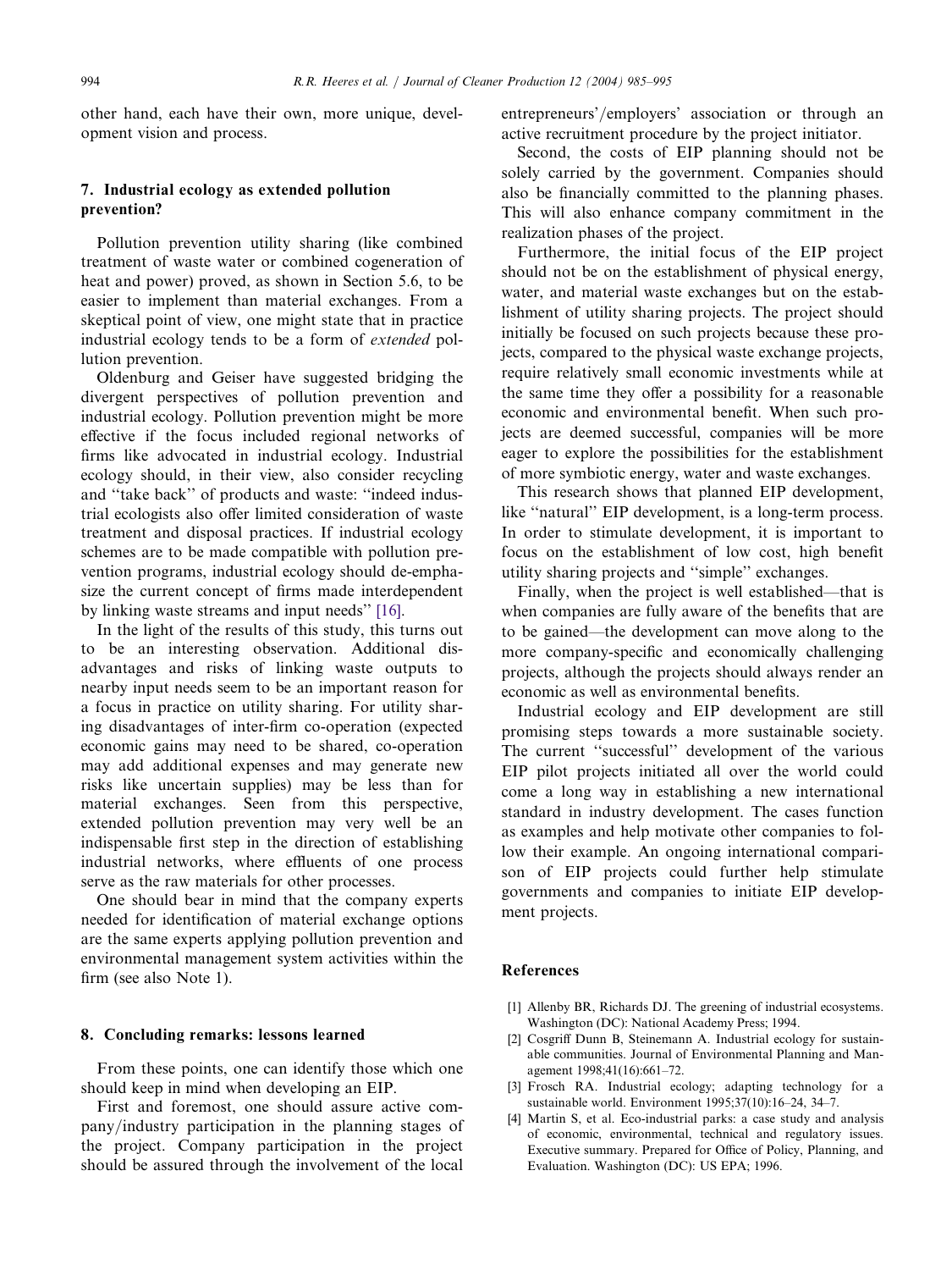other hand, each have their own, more unique, development vision and process.

## 7. Industrial ecology as extended pollution prevention?

Pollution prevention utility sharing (like combined treatment of waste water or combined cogeneration of heat and power) proved, as shown in Section 5.6, to be easier to implement than material exchanges. From a skeptical point of view, one might state that in practice industrial ecology tends to be a form of *extended* pollution prevention.

Oldenburg and Geiser have suggested bridging the divergent perspectives of pollution prevention and industrial ecology. Pollution prevention might be more effective if the focus included regional networks of firms like advocated in industrial ecology. Industrial ecology should, in their view, also consider recycling and ''take back'' of products and waste: ''indeed industrial ecologists also offer limited consideration of waste treatment and disposal practices. If industrial ecology schemes are to be made compatible with pollution prevention programs, industrial ecology should de-emphasize the current concept of firms made interdependent by linking waste streams and input needs'' [16].

In the light of the results of this study, this turns out to be an interesting observation. Additional disadvantages and risks of linking waste outputs to nearby input needs seem to be an important reason for a focus in practice on utility sharing. For utility sharing disadvantages of inter-firm co-operation (expected economic gains may need to be shared, co-operation may add additional expenses and may generate new risks like uncertain supplies) may be less than for material exchanges. Seen from this perspective, extended pollution prevention may very well be an indispensable first step in the direction of establishing industrial networks, where effluents of one process serve as the raw materials for other processes.

One should bear in mind that the company experts needed for identification of material exchange options are the same experts applying pollution prevention and environmental management system activities within the firm (see also Note 1).

## 8. Concluding remarks: lessons learned

From these points, one can identify those which one should keep in mind when developing an EIP.

First and foremost, one should assure active company/industry participation in the planning stages of the project. Company participation in the project should be assured through the involvement of the local entrepreneurs'/employers' association or through an active recruitment procedure by the project initiator.

Second, the costs of EIP planning should not be solely carried by the government. Companies should also be financially committed to the planning phases. This will also enhance company commitment in the realization phases of the project.

Furthermore, the initial focus of the EIP project should not be on the establishment of physical energy, water, and material waste exchanges but on the establishment of utility sharing projects. The project should initially be focused on such projects because these projects, compared to the physical waste exchange projects, require relatively small economic investments while at the same time they offer a possibility for a reasonable economic and environmental benefit. When such projects are deemed successful, companies will be more eager to explore the possibilities for the establishment of more symbiotic energy, water and waste exchanges.

This research shows that planned EIP development, like ''natural'' EIP development, is a long-term process. In order to stimulate development, it is important to focus on the establishment of low cost, high benefit utility sharing projects and ''simple'' exchanges.

Finally, when the project is well established—that is when companies are fully aware of the benefits that are to be gained—the development can move along to the more company-specific and economically challenging projects, although the projects should always render an economic as well as environmental benefits.

Industrial ecology and EIP development are still promising steps towards a more sustainable society. The current ''successful'' development of the various EIP pilot projects initiated all over the world could come a long way in establishing a new international standard in industry development. The cases function as examples and help motivate other companies to follow their example. An ongoing international comparison of EIP projects could further help stimulate governments and companies to initiate EIP development projects.

## References

[1] Allenby BR, Richards DJ. The greening of industrial ecosystems. Washington (DC): National Academy Press; 1994.

[2] Cosgriff Dunn B, Steinemann A. Industrial ecology for sustainable communities. Journal of Environmental Planning and Management 1998;41(16):661–72.

[3] Frosch RA. Industrial ecology; adapting technology for a sustainable world. Environment 1995;37(10):16–24, 34–7.

[4] Martin S, et al. Eco-industrial parks: a case study and analysis of economic, environmental, technical and regulatory issues. Executive summary. Prepared for Office of Policy, Planning, and Evaluation. Washington (DC): US EPA; 1996.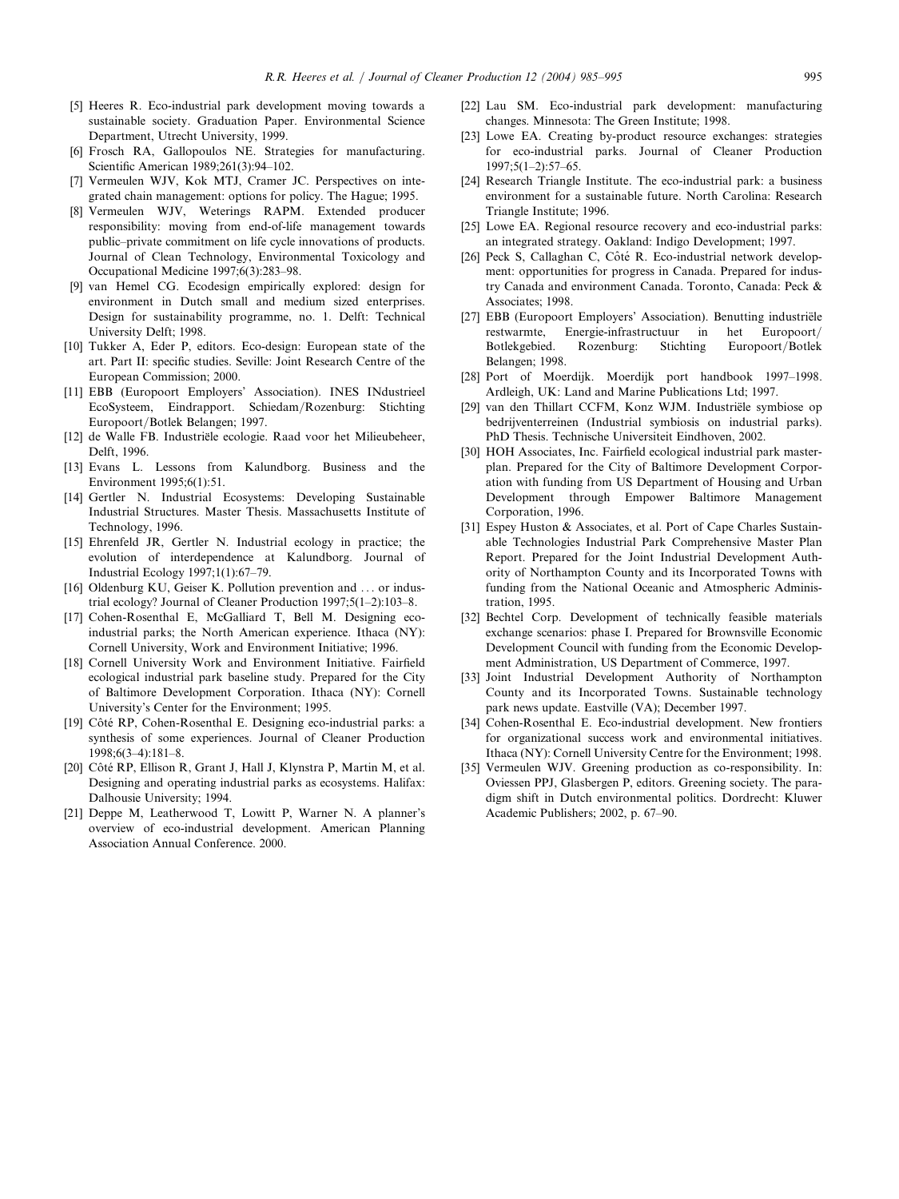[5] Heeres R. Eco-industrial park development moving towards a sustainable society. Graduation Paper. Environmental Science Department, Utrecht University, 1999.

[6] Frosch RA, Gallopoulos NE. Strategies for manufacturing. Scientific American 1989;261(3):94–102.

[7] Vermeulen WJV, Kok MTJ, Cramer JC. Perspectives on integrated chain management: options for policy. The Hague; 1995.

[8] Vermeulen WJV, Weterings RAPM. Extended producer responsibility: moving from end-of-life management towards public–private commitment on life cycle innovations of products. Journal of Clean Technology, Environmental Toxicology and Occupational Medicine 1997;6(3):283–98.

[9] van Hemel CG. Ecodesign empirically explored: design for environment in Dutch small and medium sized enterprises. Design for sustainability programme, no. 1. Delft: Technical University Delft; 1998.

[10] Tukker A, Eder P, editors. Eco-design: European state of the art. Part II: specific studies. Seville: Joint Research Centre of the European Commission; 2000.

[11] EBB (Europoort Employers' Association). INES INdustrieel EcoSysteem, Eindrapport. Schiedam/Rozenburg: Stichting Europoort/Botlek Belangen; 1997.

[12] de Walle FB. Industriële ecologie. Raad voor het Milieubeheer, Delft, 1996.

[13] Evans L. Lessons from Kalundborg. Business and the Environment 1995;6(1):51.

[14] Gertler N. Industrial Ecosystems: Developing Sustainable Industrial Structures. Master Thesis. Massachusetts Institute of Technology, 1996.

[15] Ehrenfeld JR, Gertler N. Industrial ecology in practice; the evolution of interdependence at Kalundborg. Journal of Industrial Ecology 1997;1(1):67–79.

[16] Oldenburg KU, Geiser K. Pollution prevention and . . . or industrial ecology? Journal of Cleaner Production 1997;5(1–2):103–8.

[17] Cohen-Rosenthal E, McGalliard T, Bell M. Designing eco-industrial parks; the North American experience. Ithaca (NY): Cornell University, Work and Environment Initiative; 1996.

[18] Cornell University Work and Environment Initiative. Fairfield ecological industrial park baseline study. Prepared for the City of Baltimore Development Corporation. Ithaca (NY): Cornell University's Center for the Environment; 1995.

[19] Côté RP, Cohen-Rosenthal E. Designing eco-industrial parks: a synthesis of some experiences. Journal of Cleaner Production 1998;6(3–4):181–8.

[20] Côté RP, Ellison R, Grant J, Hall J, Klynstra P, Martin M, et al. Designing and operating industrial parks as ecosystems. Halifax: Dalhousie University; 1994.

[21] Deppe M, Leatherwood T, Lowitt P, Warner N. A planner's overview of eco-industrial development. American Planning Association Annual Conference. 2000.

[22] Lau SM. Eco-industrial park development: manufacturing changes. Minnesota: The Green Institute; 1998.

[23] Lowe EA. Creating by-product resource exchanges: strategies for eco-industrial parks. Journal of Cleaner Production 1997;5(1–2):57–65.

[24] Research Triangle Institute. The eco-industrial park: a business environment for a sustainable future. North Carolina: Research Triangle Institute; 1996.

[25] Lowe EA. Regional resource recovery and eco-industrial parks: an integrated strategy. Oakland: Indigo Development; 1997.

[26] Peck S, Callaghan C, Côté R. Eco-industrial network development: opportunities for progress in Canada. Prepared for industry Canada and environment Canada. Toronto, Canada: Peck & Associates; 1998.

[27] EBB (Europoort Employers' Association). Benutting industriële restwarmte, Energie-infrastructuur in het Europoort/Botlekgebied. Rozenburg: Stichting Europoort/Botlek Belangen; 1998.

[28] Port of Moerdijk. Moerdijk port handbook 1997–1998. Ardleigh, UK: Land and Marine Publications Ltd; 1997.

[29] van den Thillart CCFM, Konz WJM. Industriële symbiose op bedrijventerreinen (Industrial symbiosis on industrial parks). PhD Thesis. Technische Universiteit Eindhoven, 2002.

[30] HOH Associates, Inc. Fairfield ecological industrial park masterplan. Prepared for the City of Baltimore Development Corporation with funding from US Department of Housing and Urban Development through Empower Baltimore Management Corporation, 1996.

[31] Espey Huston & Associates, et al. Port of Cape Charles Sustainable Technologies Industrial Park Comprehensive Master Plan Report. Prepared for the Joint Industrial Development Authority of Northampton County and its Incorporated Towns with funding from the National Oceanic and Atmospheric Administration, 1995.

[32] Bechtel Corp. Development of technically feasible materials exchange scenarios: phase I. Prepared for Brownsville Economic Development Council with funding from the Economic Development Administration, US Department of Commerce, 1997.

[33] Joint Industrial Development Authority of Northampton County and its Incorporated Towns. Sustainable technology park news update. Eastville (VA); December 1997.

[34] Cohen-Rosenthal E. Eco-industrial development. New frontiers for organizational success work and environmental initiatives. Ithaca (NY): Cornell University Centre for the Environment; 1998.

[35] Vermeulen WJV. Greening production as co-responsibility. In: Oviessen PPJ, Glasbergen P, editors. Greening society. The paradigm shift in Dutch environmental politics. Dordrecht: Kluwer Academic Publishers; 2002, p. 67–90.